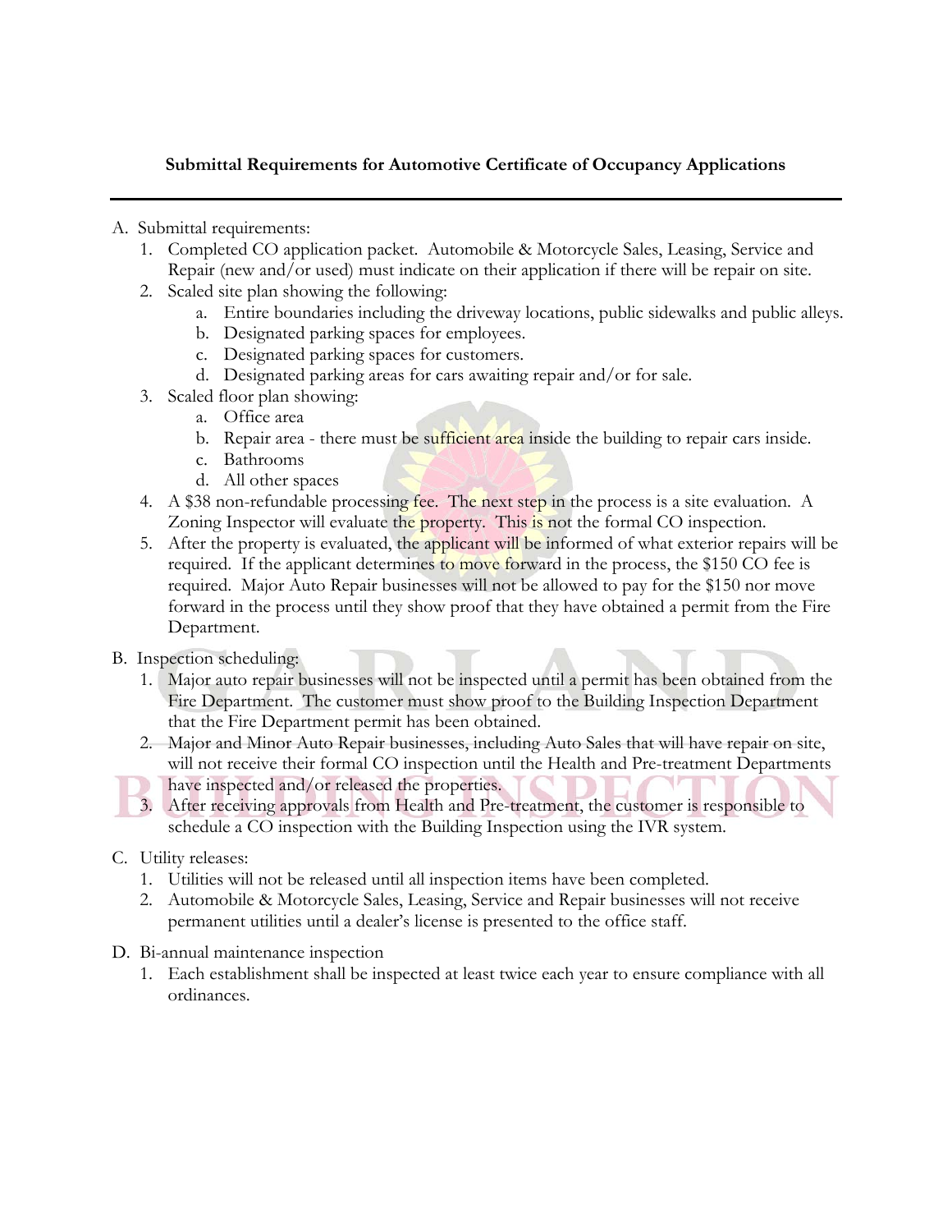**Submittal Requirements for Automotive Certificate of Occupancy Applications**

---

A. Submittal requirements:
   1. Completed CO application packet. Automobile & Motorcycle Sales, Leasing, Service and Repair (new and/or used) must indicate on their application if there will be repair on site.
   2. Scaled site plan showing the following:
      a. Entire boundaries including the driveway locations, public sidewalks and public alleys.
      b. Designated parking spaces for employees.
      c. Designated parking spaces for customers.
      d. Designated parking areas for cars awaiting repair and/or for sale.
   3. Scaled floor plan showing:
      a. Office area
      b. Repair area - there must be sufficient area inside the building to repair cars inside.
      c. Bathrooms
      d. All other spaces
   4. A $38 non-refundable processing fee. The next step in the process is a site evaluation. A Zoning Inspector will evaluate the property. This is not the formal CO inspection.
   5. After the property is evaluated, the applicant will be informed of what exterior repairs will be required. If the applicant determines to move forward in the process, the $150 CO fee is required. Major Auto Repair businesses will not be allowed to pay for the $150 nor move forward in the process until they show proof that they have obtained a permit from the Fire Department.

B. Inspection scheduling:
   1. Major auto repair businesses will not be inspected until a permit has been obtained from the Fire Department. The customer must show proof to the Building Inspection Department that the Fire Department permit has been obtained.
   2. Major and Minor Auto Repair businesses, including Auto Sales that will have repair on site, will not receive their formal CO inspection until the Health and Pre-treatment Departments have inspected and/or released the properties.
   3. After receiving approvals from Health and Pre-treatment, the customer is responsible to schedule a CO inspection with the Building Inspection using the IVR system.

C. Utility releases:
   1. Utilities will not be released until all inspection items have been completed.
   2. Automobile & Motorcycle Sales, Leasing, Service and Repair businesses will not receive permanent utilities until a dealer's license is presented to the office staff.

D. Bi-annual maintenance inspection
   1. Each establishment shall be inspected at least twice each year to ensure compliance with all ordinances.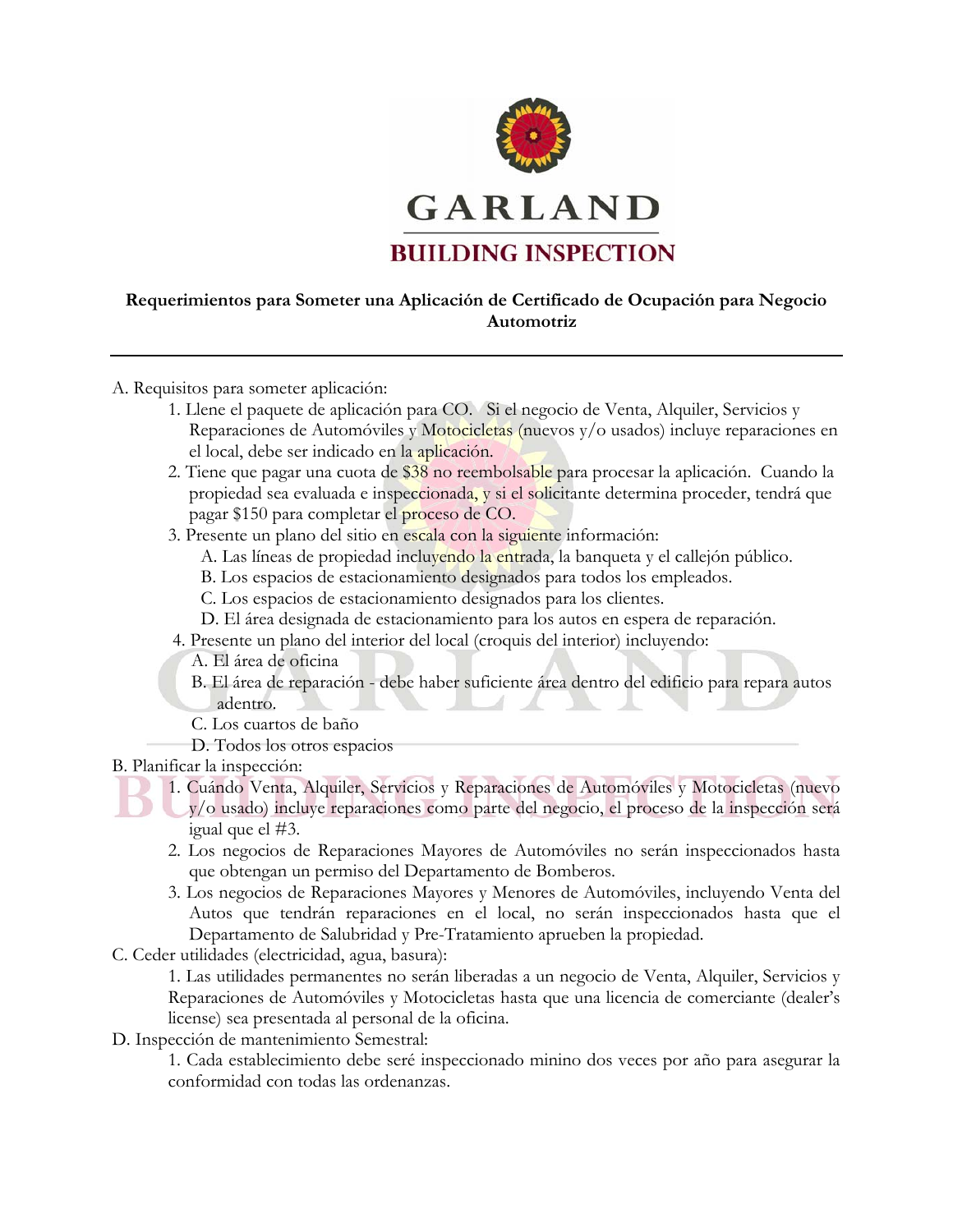# GARLAND

## BUILDING INSPECTION

**Requerimientos para Someter una Aplicación de Certificado de Ocupación para Negocio Automotriz**

---

A. Requisitos para someter aplicación:

1. Llene el paquete de aplicación para CO. Si el negocio de Venta, Alquiler, Servicios y Reparaciones de Automóviles y Motocicletas (nuevos y/o usados) incluye reparaciones en el local, debe ser indicado en la aplicación.
2. Tiene que pagar una cuota de $38 no reembolsable para procesar la aplicación. Cuando la propiedad sea evaluada e inspeccionada, y si el solicitante determina proceder, tendrá que pagar $150 para completar el proceso de CO.
3. Presente un plano del sitio en escala con la siguiente información:
   A. Las líneas de propiedad incluyendo la entrada, la banqueta y el callejón público.
   B. Los espacios de estacionamiento designados para todos los empleados.
   C. Los espacios de estacionamiento designados para los clientes.
   D. El área designada de estacionamiento para los autos en espera de reparación.
4. Presente un plano del interior del local (croquis del interior) incluyendo:
   A. El área de oficina
   B. El área de reparación - debe haber suficiente área dentro del edificio para repara autos adentro.
   C. Los cuartos de baño
   D. Todos los otros espacios

B. Planificar la inspección:

1. Cuándo Venta, Alquiler, Servicios y Reparaciones de Automóviles y Motocicletas (nuevo y/o usado) incluye reparaciones como parte del negocio, el proceso de la inspección será igual que el #3.
2. Los negocios de Reparaciones Mayores de Automóviles no serán inspeccionados hasta que obtengan un permiso del Departamento de Bomberos.
3. Los negocios de Reparaciones Mayores y Menores de Automóviles, incluyendo Venta del Autos que tendrán reparaciones en el local, no serán inspeccionados hasta que el Departamento de Salubridad y Pre-Tratamiento aprueben la propiedad.

C. Ceder utilidades (electricidad, agua, basura):

1. Las utilidades permanentes no serán liberadas a un negocio de Venta, Alquiler, Servicios y Reparaciones de Automóviles y Motocicletas hasta que una licencia de comerciante (dealer's license) sea presentada al personal de la oficina.

D. Inspección de mantenimiento Semestral:

1. Cada establecimiento debe seré inspeccionado minino dos veces por año para asegurar la conformidad con todas las ordenanzas.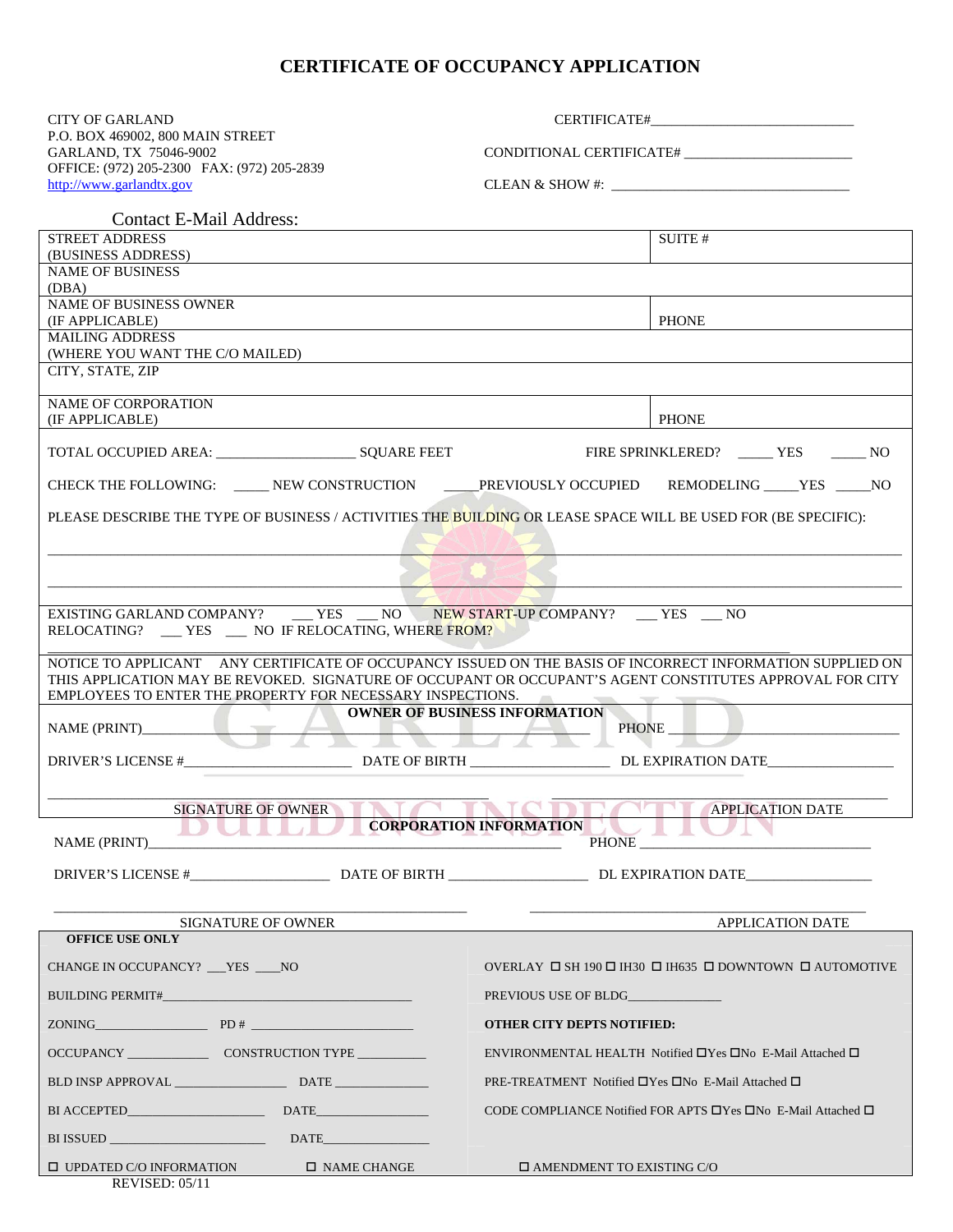# CERTIFICATE OF OCCUPANCY APPLICATION

CITY OF GARLAND
P.O. BOX 469002, 800 MAIN STREET
GARLAND, TX 75046-9002
OFFICE: (972) 205-2300 FAX: (972) 205-2839
http://www.garlandtx.gov

CERTIFICATE#____________________________

CONDITIONAL CERTIFICATE# ________________________

CLEAN & SHOW #: _________________________________

Contact E-Mail Address:

| | |
|---|---|
| STREET ADDRESS (BUSINESS ADDRESS) | SUITE # |
| NAME OF BUSINESS (DBA) | |
| NAME OF BUSINESS OWNER (IF APPLICABLE) | PHONE |
| MAILING ADDRESS (WHERE YOU WANT THE C/O MAILED) | |
| CITY, STATE, ZIP | |
| NAME OF CORPORATION (IF APPLICABLE) | PHONE |

TOTAL OCCUPIED AREA: ___________________ SQUARE FEET FIRE SPRINKLERED? _____ YES _____ NO

CHECK THE FOLLOWING: _____ NEW CONSTRUCTION _____PREVIOUSLY OCCUPIED REMODELING _____YES _____NO

PLEASE DESCRIBE THE TYPE OF BUSINESS / ACTIVITIES THE BUILDING OR LEASE SPACE WILL BE USED FOR (BE SPECIFIC):

_______________________________________________________________________________________________

_______________________________________________________________________________________________

EXISTING GARLAND COMPANY? ___ YES ___ NO NEW START-UP COMPANY? ___ YES ___ NO
RELOCATING? ___ YES ___ NO IF RELOCATING, WHERE FROM?
_______________________________________________________________________________________________

NOTICE TO APPLICANT ANY CERTIFICATE OF OCCUPANCY ISSUED ON THE BASIS OF INCORRECT INFORMATION SUPPLIED ON THIS APPLICATION MAY BE REVOKED. SIGNATURE OF OCCUPANT OR OCCUPANT'S AGENT CONSTITUTES APPROVAL FOR CITY EMPLOYEES TO ENTER THE PROPERTY FOR NECESSARY INSPECTIONS.

**OWNER OF BUSINESS INFORMATION**

NAME (PRINT)__________________________________________________ PHONE ______________________________

DRIVER'S LICENSE #______________________ DATE OF BIRTH __________________ DL EXPIRATION DATE_________________

_____________________________________________ _____________________________________________
SIGNATURE OF OWNER APPLICATION DATE

**CORPORATION INFORMATION**

NAME (PRINT)__________________________________________________ PHONE ______________________________

DRIVER'S LICENSE #___________________ DATE OF BIRTH ___________________ DL EXPIRATION DATE_________________

_____________________________________________ _____________________________________________
SIGNATURE OF OWNER APPLICATION DATE

**OFFICE USE ONLY**

| | |
|---|---|
| CHANGE IN OCCUPANCY? ___YES ____NO | OVERLAY ☐ SH 190 ☐ IH30 ☐ IH635 ☐ DOWNTOWN ☐ AUTOMOTIVE |
| BUILDING PERMIT#______________________________________ | PREVIOUS USE OF BLDG______________ |
| ZONING_________________ PD # ________________________ | **OTHER CITY DEPTS NOTIFIED:** |
| OCCUPANCY ____________ CONSTRUCTION TYPE __________ | ENVIRONMENTAL HEALTH Notified ☐Yes ☐No E-Mail Attached ☐ |
| BLD INSP APPROVAL ________________ DATE ______________ | PRE-TREATMENT Notified ☐Yes ☐No E-Mail Attached ☐ |
| BI ACCEPTED_____________________ DATE_________________ | CODE COMPLIANCE Notified FOR APTS ☐Yes ☐No E-Mail Attached ☐ |
| BI ISSUED _______________________ DATE________________ | |
| ☐ UPDATED C/O INFORMATION ☐ NAME CHANGE | ☐ AMENDMENT TO EXISTING C/O |

REVISED: 05/11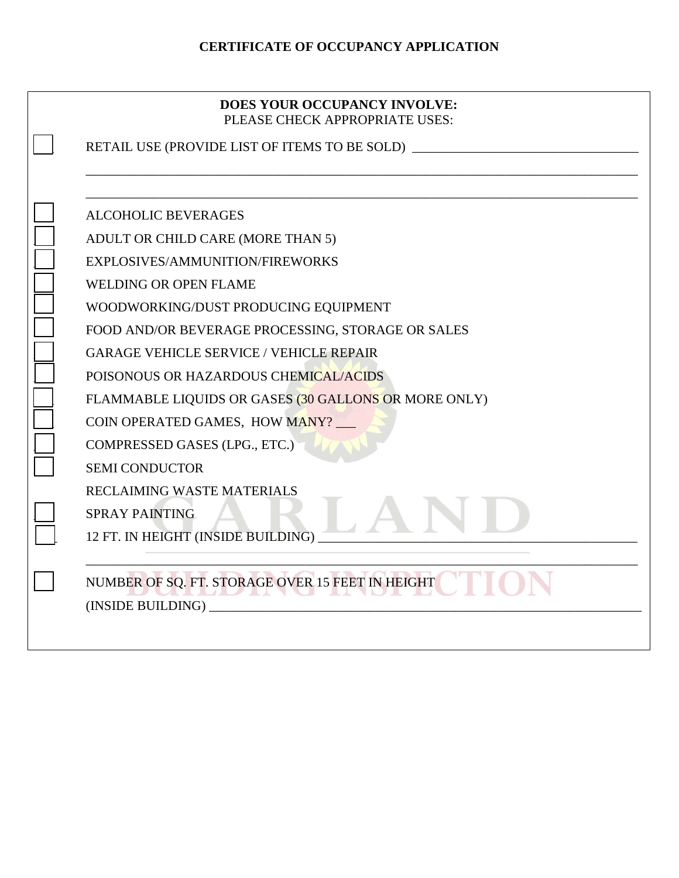# CERTIFICATE OF OCCUPANCY APPLICATION

**DOES YOUR OCCUPANCY INVOLVE:**
PLEASE CHECK APPROPRIATE USES:

- ☐ RETAIL USE (PROVIDE LIST OF ITEMS TO BE SOLD) ___________________________________

  ______________________________________________________________________________

  ______________________________________________________________________________

- ☐ ALCOHOLIC BEVERAGES
- ☐ ADULT OR CHILD CARE (MORE THAN 5)
- ☐ EXPLOSIVES/AMMUNITION/FIREWORKS
- ☐ WELDING OR OPEN FLAME
- ☐ WOODWORKING/DUST PRODUCING EQUIPMENT
- ☐ FOOD AND/OR BEVERAGE PROCESSING, STORAGE OR SALES
- ☐ GARAGE VEHICLE SERVICE / VEHICLE REPAIR
- ☐ POISONOUS OR HAZARDOUS CHEMICAL/ACIDS
- ☐ FLAMMABLE LIQUIDS OR GASES (30 GALLONS OR MORE ONLY)
- ☐ COIN OPERATED GAMES, HOW MANY? ___
- ☐ COMPRESSED GASES (LPG., ETC.)
- ☐ SEMI CONDUCTOR
- RECLAIMING WASTE MATERIALS
- ☐ SPRAY PAINTING
- ☐ 12 FT. IN HEIGHT (INSIDE BUILDING) _________________________________________

  ______________________________________________________________________________

- ☐ NUMBER OF SQ. FT. STORAGE OVER 15 FEET IN HEIGHT (INSIDE BUILDING) ___________________________________________________________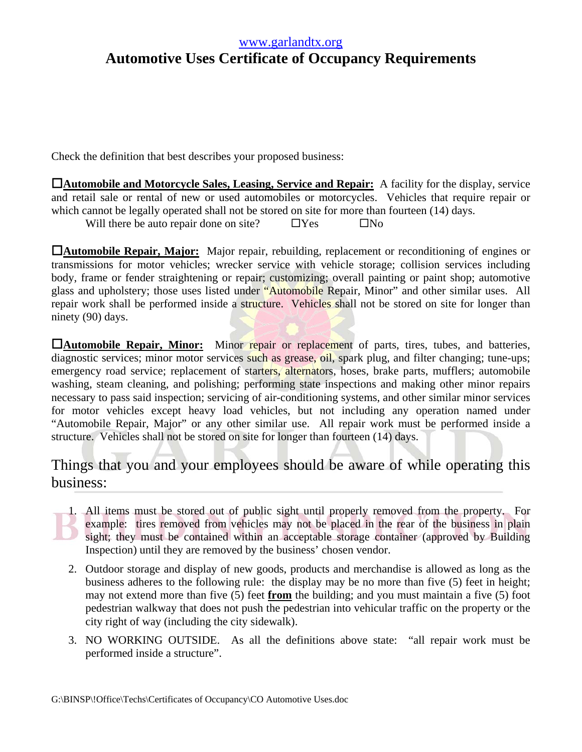www.garlandtx.org

# Automotive Uses Certificate of Occupancy Requirements

Check the definition that best describes your proposed business:

☐**Automobile and Motorcycle Sales, Leasing, Service and Repair:** A facility for the display, service and retail sale or rental of new or used automobiles or motorcycles. Vehicles that require repair or which cannot be legally operated shall not be stored on site for more than fourteen (14) days.

Will there be auto repair done on site? ☐Yes ☐No

☐**Automobile Repair, Major:** Major repair, rebuilding, replacement or reconditioning of engines or transmissions for motor vehicles; wrecker service with vehicle storage; collision services including body, frame or fender straightening or repair; customizing; overall painting or paint shop; automotive glass and upholstery; those uses listed under "Automobile Repair, Minor" and other similar uses. All repair work shall be performed inside a structure. Vehicles shall not be stored on site for longer than ninety (90) days.

☐**Automobile Repair, Minor:** Minor repair or replacement of parts, tires, tubes, and batteries, diagnostic services; minor motor services such as grease, oil, spark plug, and filter changing; tune-ups; emergency road service; replacement of starters, alternators, hoses, brake parts, mufflers; automobile washing, steam cleaning, and polishing; performing state inspections and making other minor repairs necessary to pass said inspection; servicing of air-conditioning systems, and other similar minor services for motor vehicles except heavy load vehicles, but not including any operation named under "Automobile Repair, Major" or any other similar use. All repair work must be performed inside a structure. Vehicles shall not be stored on site for longer than fourteen (14) days.

## Things that you and your employees should be aware of while operating this business:

1. All items must be stored out of public sight until properly removed from the property. For example: tires removed from vehicles may not be placed in the rear of the business in plain sight; they must be contained within an acceptable storage container (approved by Building Inspection) until they are removed by the business' chosen vendor.
2. Outdoor storage and display of new goods, products and merchandise is allowed as long as the business adheres to the following rule: the display may be no more than five (5) feet in height; may not extend more than five (5) feet **from** the building; and you must maintain a five (5) foot pedestrian walkway that does not push the pedestrian into vehicular traffic on the property or the city right of way (including the city sidewalk).
3. NO WORKING OUTSIDE. As all the definitions above state: "all repair work must be performed inside a structure".

G:\BINSP\!Office\Techs\Certificates of Occupancy\CO Automotive Uses.doc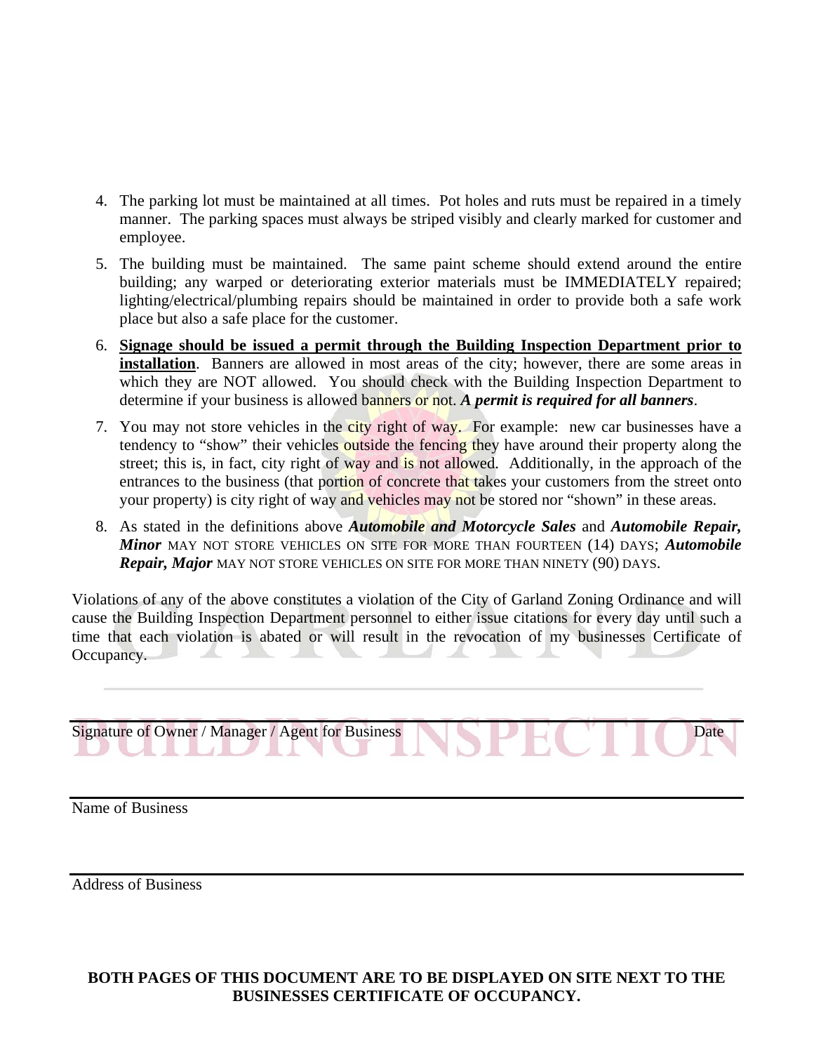4. The parking lot must be maintained at all times. Pot holes and ruts must be repaired in a timely manner. The parking spaces must always be striped visibly and clearly marked for customer and employee.

5. The building must be maintained. The same paint scheme should extend around the entire building; any warped or deteriorating exterior materials must be IMMEDIATELY repaired; lighting/electrical/plumbing repairs should be maintained in order to provide both a safe work place but also a safe place for the customer.

6. **Signage should be issued a permit through the Building Inspection Department prior to installation**. Banners are allowed in most areas of the city; however, there are some areas in which they are NOT allowed. You should check with the Building Inspection Department to determine if your business is allowed banners or not. ***A permit is required for all banners***.

7. You may not store vehicles in the city right of way. For example: new car businesses have a tendency to "show" their vehicles outside the fencing they have around their property along the street; this is, in fact, city right of way and is not allowed. Additionally, in the approach of the entrances to the business (that portion of concrete that takes your customers from the street onto your property) is city right of way and vehicles may not be stored nor "shown" in these areas.

8. As stated in the definitions above ***Automobile and Motorcycle Sales*** and ***Automobile Repair, Minor*** MAY NOT STORE VEHICLES ON SITE FOR MORE THAN FOURTEEN (14) DAYS; ***Automobile Repair, Major*** MAY NOT STORE VEHICLES ON SITE FOR MORE THAN NINETY (90) DAYS.

Violations of any of the above constitutes a violation of the City of Garland Zoning Ordinance and will cause the Building Inspection Department personnel to either issue citations for every day until such a time that each violation is abated or will result in the revocation of my businesses Certificate of Occupancy.

---

Signature of Owner / Manager / Agent for Business Date

---

Name of Business

---

Address of Business

**BOTH PAGES OF THIS DOCUMENT ARE TO BE DISPLAYED ON SITE NEXT TO THE BUSINESSES CERTIFICATE OF OCCUPANCY.**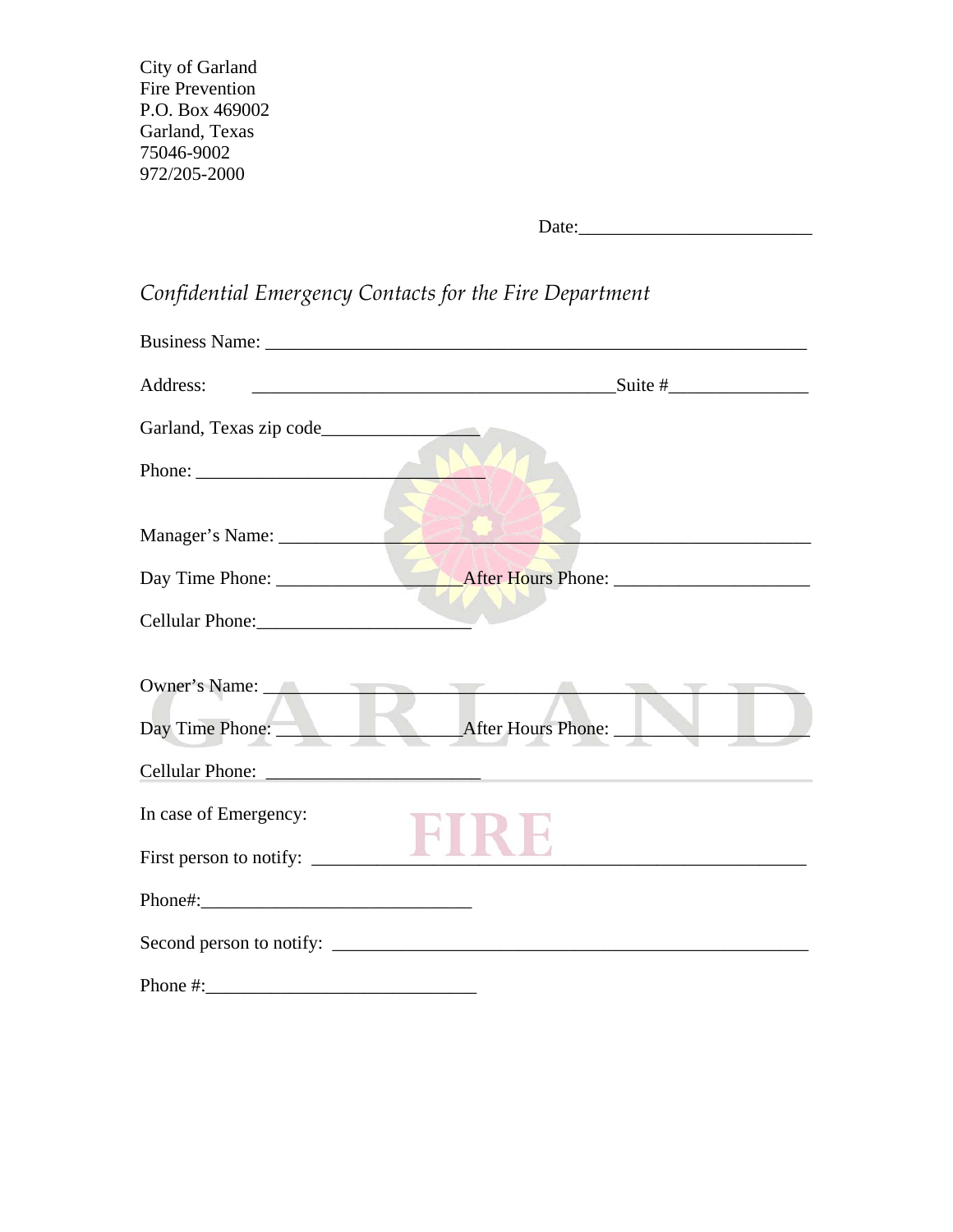City of Garland
Fire Prevention
P.O. Box 469002
Garland, Texas
75046-9002
972/205-2000

Date:_________________________

*Confidential Emergency Contacts for the Fire Department*

Business Name: ____________________________________________________________

Address: ________________________________________Suite #_______________

Garland, Texas zip code_________________

Phone: _______________________________

Manager's Name: _________________________________________________________

Day Time Phone: __________________ After Hours Phone: _____________________

Cellular Phone:_______________________

Owner's Name: ___________________________________________________________

Day Time Phone: __________________ After Hours Phone: _____________________

Cellular Phone: ________________________

In case of Emergency:

First person to notify: _______________________________________________________

Phone#:______________________________

Second person to notify: ______________________________________________________

Phone #:______________________________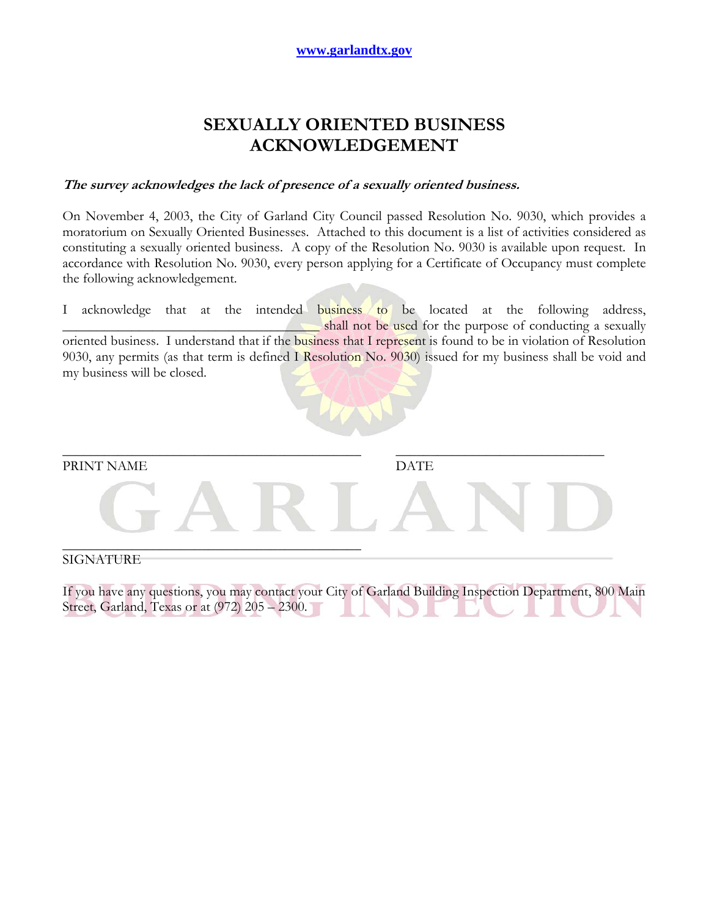www.garlandtx.gov

# SEXUALLY ORIENTED BUSINESS ACKNOWLEDGEMENT

***The survey acknowledges the lack of presence of a sexually oriented business.***

On November 4, 2003, the City of Garland City Council passed Resolution No. 9030, which provides a moratorium on Sexually Oriented Businesses. Attached to this document is a list of activities considered as constituting a sexually oriented business. A copy of the Resolution No. 9030 is available upon request. In accordance with Resolution No. 9030, every person applying for a Certificate of Occupancy must complete the following acknowledgement.

I acknowledge that at the intended business to be located at the following address, ________________________________ shall not be used for the purpose of conducting a sexually oriented business. I understand that if the business that I represent is found to be in violation of Resolution 9030, any permits (as that term is defined I Resolution No. 9030) issued for my business shall be void and my business will be closed.

________________________________________ ____________________________

PRINT NAME DATE

________________________________________

SIGNATURE

If you have any questions, you may contact your City of Garland Building Inspection Department, 800 Main Street, Garland, Texas or at (972) 205 – 2300.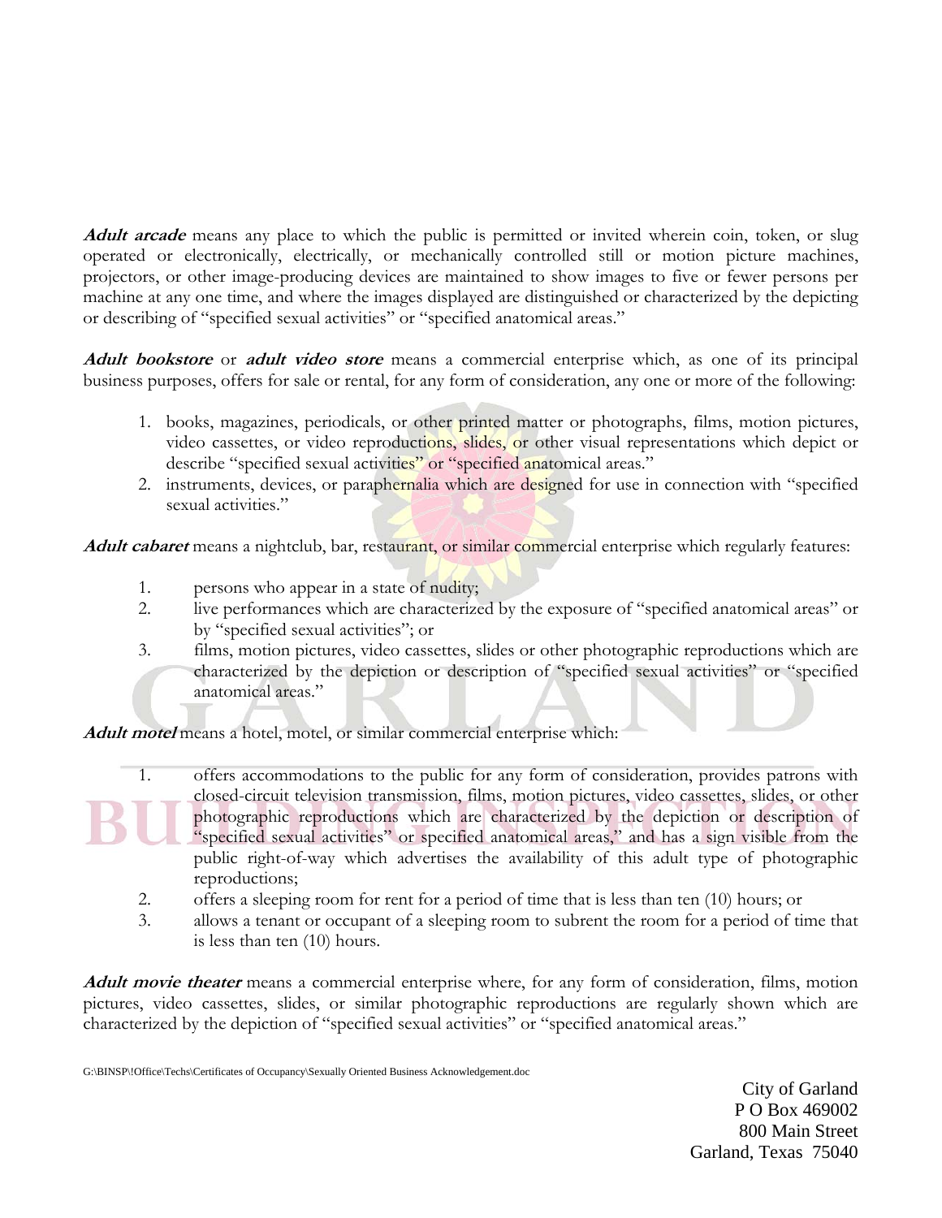***Adult arcade*** means any place to which the public is permitted or invited wherein coin, token, or slug operated or electronically, electrically, or mechanically controlled still or motion picture machines, projectors, or other image-producing devices are maintained to show images to five or fewer persons per machine at any one time, and where the images displayed are distinguished or characterized by the depicting or describing of "specified sexual activities" or "specified anatomical areas."

***Adult bookstore*** or ***adult video store*** means a commercial enterprise which, as one of its principal business purposes, offers for sale or rental, for any form of consideration, any one or more of the following:

1. books, magazines, periodicals, or other printed matter or photographs, films, motion pictures, video cassettes, or video reproductions, slides, or other visual representations which depict or describe "specified sexual activities" or "specified anatomical areas."
2. instruments, devices, or paraphernalia which are designed for use in connection with "specified sexual activities."

***Adult cabaret*** means a nightclub, bar, restaurant, or similar commercial enterprise which regularly features:

1. persons who appear in a state of nudity;
2. live performances which are characterized by the exposure of "specified anatomical areas" or by "specified sexual activities"; or
3. films, motion pictures, video cassettes, slides or other photographic reproductions which are characterized by the depiction or description of "specified sexual activities" or "specified anatomical areas."

***Adult motel*** means a hotel, motel, or similar commercial enterprise which:

1. offers accommodations to the public for any form of consideration, provides patrons with closed-circuit television transmission, films, motion pictures, video cassettes, slides, or other photographic reproductions which are characterized by the depiction or description of "specified sexual activities" or specified anatomical areas," and has a sign visible from the public right-of-way which advertises the availability of this adult type of photographic reproductions;
2. offers a sleeping room for rent for a period of time that is less than ten (10) hours; or
3. allows a tenant or occupant of a sleeping room to subrent the room for a period of time that is less than ten (10) hours.

***Adult movie theater*** means a commercial enterprise where, for any form of consideration, films, motion pictures, video cassettes, slides, or similar photographic reproductions are regularly shown which are characterized by the depiction of "specified sexual activities" or "specified anatomical areas."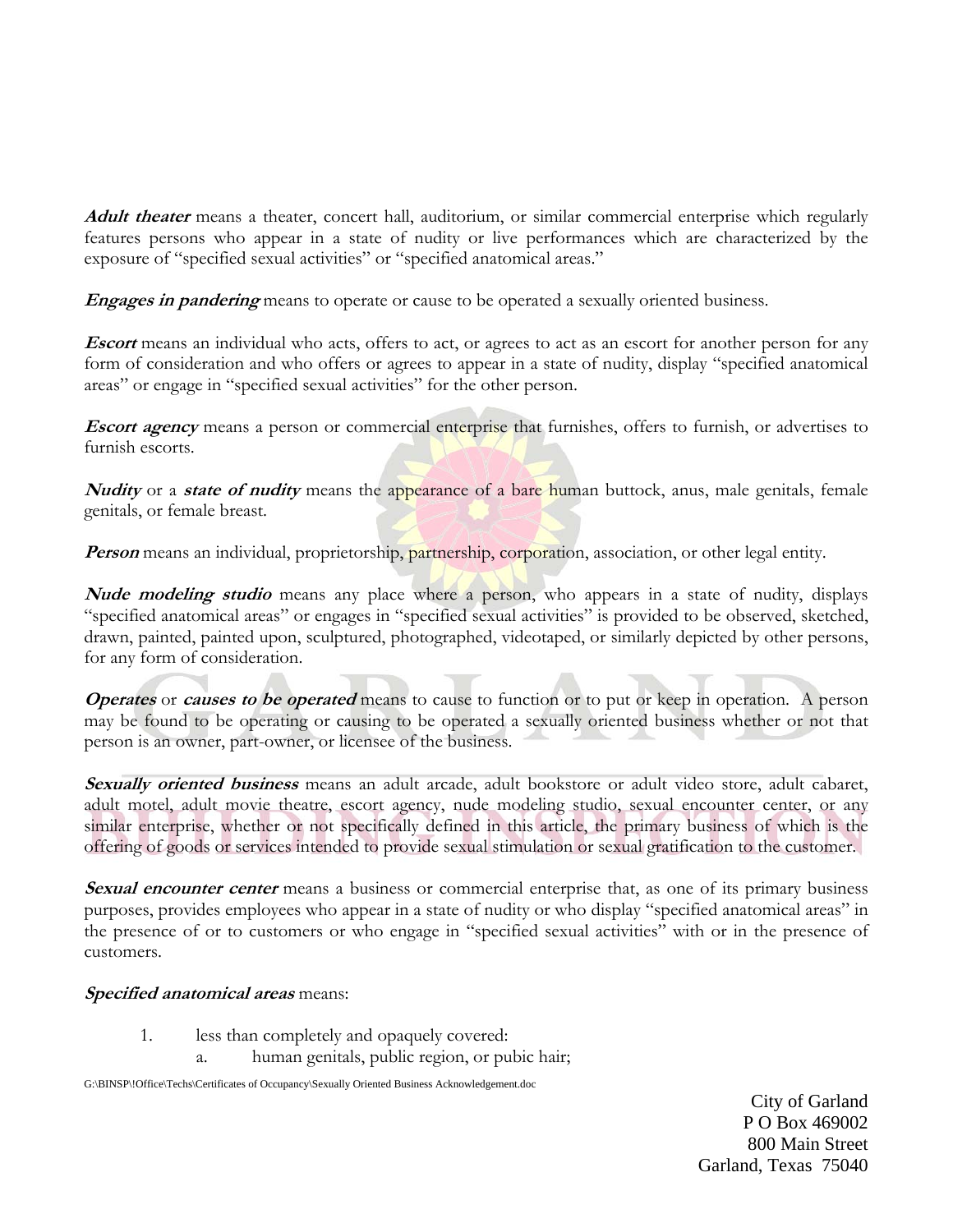***Adult theater*** means a theater, concert hall, auditorium, or similar commercial enterprise which regularly features persons who appear in a state of nudity or live performances which are characterized by the exposure of "specified sexual activities" or "specified anatomical areas."

***Engages in pandering*** means to operate or cause to be operated a sexually oriented business.

***Escort*** means an individual who acts, offers to act, or agrees to act as an escort for another person for any form of consideration and who offers or agrees to appear in a state of nudity, display "specified anatomical areas" or engage in "specified sexual activities" for the other person.

***Escort agency*** means a person or commercial enterprise that furnishes, offers to furnish, or advertises to furnish escorts.

***Nudity*** or a ***state of nudity*** means the appearance of a bare human buttock, anus, male genitals, female genitals, or female breast.

***Person*** means an individual, proprietorship, partnership, corporation, association, or other legal entity.

***Nude modeling studio*** means any place where a person, who appears in a state of nudity, displays "specified anatomical areas" or engages in "specified sexual activities" is provided to be observed, sketched, drawn, painted, painted upon, sculptured, photographed, videotaped, or similarly depicted by other persons, for any form of consideration.

***Operates*** or ***causes to be operated*** means to cause to function or to put or keep in operation. A person may be found to be operating or causing to be operated a sexually oriented business whether or not that person is an owner, part-owner, or licensee of the business.

***Sexually oriented business*** means an adult arcade, adult bookstore or adult video store, adult cabaret, adult motel, adult movie theatre, escort agency, nude modeling studio, sexual encounter center, or any similar enterprise, whether or not specifically defined in this article, the primary business of which is the offering of goods or services intended to provide sexual stimulation or sexual gratification to the customer.

***Sexual encounter center*** means a business or commercial enterprise that, as one of its primary business purposes, provides employees who appear in a state of nudity or who display "specified anatomical areas" in the presence of or to customers or who engage in "specified sexual activities" with or in the presence of customers.

***Specified anatomical areas*** means:

1. less than completely and opaquely covered:
   a. human genitals, public region, or pubic hair;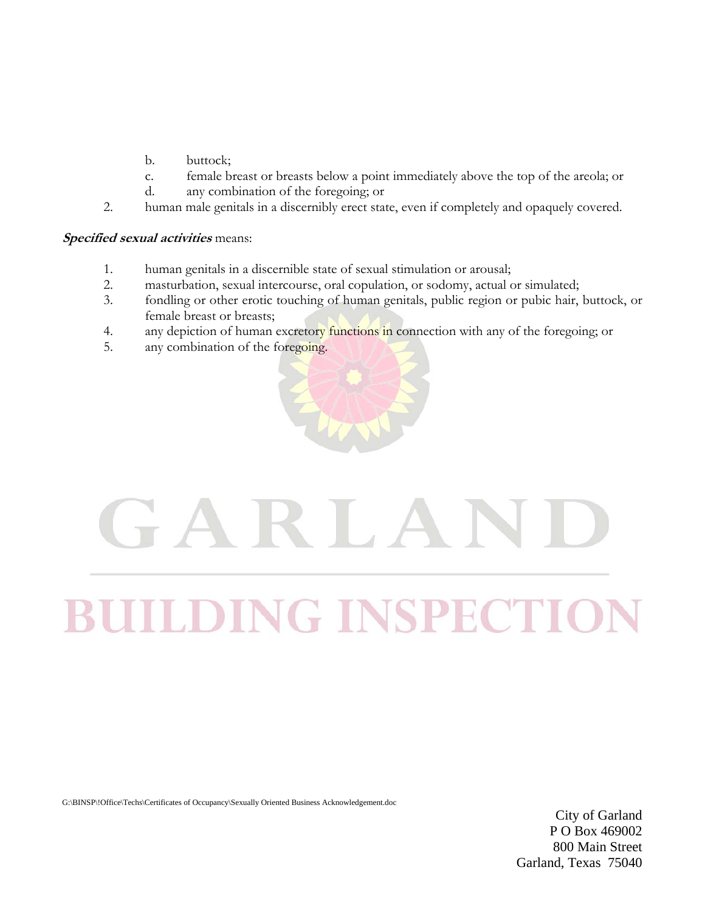b. buttock;
c. female breast or breasts below a point immediately above the top of the areola; or
d. any combination of the foregoing; or

2. human male genitals in a discernibly erect state, even if completely and opaquely covered.

***Specified sexual activities*** means:

1. human genitals in a discernible state of sexual stimulation or arousal;
2. masturbation, sexual intercourse, oral copulation, or sodomy, actual or simulated;
3. fondling or other erotic touching of human genitals, public region or pubic hair, buttock, or female breast or breasts;
4. any depiction of human excretory functions in connection with any of the foregoing; or
5. any combination of the foregoing.

G:\BINSP\!Office\Techs\Certificates of Occupancy\Sexually Oriented Business Acknowledgement.doc

City of Garland
P O Box 469002
800 Main Street
Garland, Texas 75040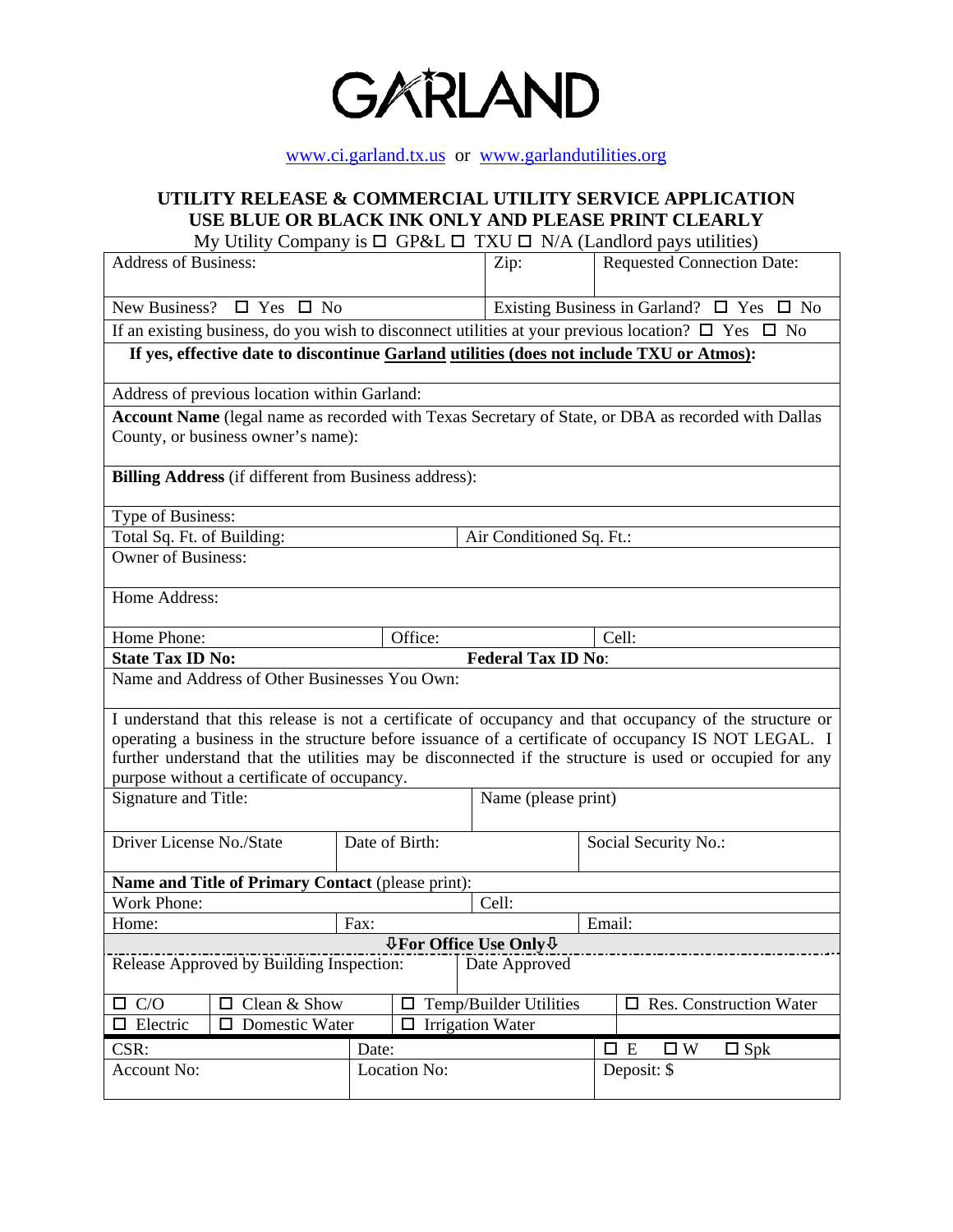# GARLAND

www.ci.garland.tx.us or www.garlandutilities.org

## UTILITY RELEASE & COMMERCIAL UTILITY SERVICE APPLICATION
## USE BLUE OR BLACK INK ONLY AND PLEASE PRINT CLEARLY

My Utility Company is ☐ GP&L ☐ TXU ☐ N/A (Landlord pays utilities)

| Address of Business: | Zip: | Requested Connection Date: |
|---|---|---|
| New Business? ☐ Yes ☐ No | Existing Business in Garland? ☐ Yes ☐ No | |

If an existing business, do you wish to disconnect utilities at your previous location? ☐ Yes ☐ No

**If yes, effective date to discontinue Garland utilities (does not include TXU or Atmos):**

Address of previous location within Garland:

**Account Name** (legal name as recorded with Texas Secretary of State, or DBA as recorded with Dallas County, or business owner's name):

**Billing Address** (if different from Business address):

Type of Business:

| Total Sq. Ft. of Building: | Air Conditioned Sq. Ft.: |
|---|---|

Owner of Business:

Home Address:

| Home Phone: | Office: | Cell: |
|---|---|---|

| **State Tax ID No:** | **Federal Tax ID No**: |
|---|---|

Name and Address of Other Businesses You Own:

I understand that this release is not a certificate of occupancy and that occupancy of the structure or operating a business in the structure before issuance of a certificate of occupancy IS NOT LEGAL. I further understand that the utilities may be disconnected if the structure is used or occupied for any purpose without a certificate of occupancy.

| Signature and Title: | Name (please print) |
|---|---|

| Driver License No./State | Date of Birth: | Social Security No.: |
|---|---|---|

**Name and Title of Primary Contact** (please print):

| Work Phone: | Cell: | |
|---|---|---|
| Home: | Fax: | Email: |

**⇩For Office Use Only⇩**

| Release Approved by Building Inspection: | Date Approved |
|---|---|

| ☐ C/O | ☐ Clean & Show | ☐ Temp/Builder Utilities | ☐ Res. Construction Water |
|---|---|---|---|
| ☐ Electric | ☐ Domestic Water | ☐ Irrigation Water | |

| CSR: | Date: | ☐ E ☐ W ☐ Spk |
|---|---|---|
| Account No: | Location No: | Deposit: $ |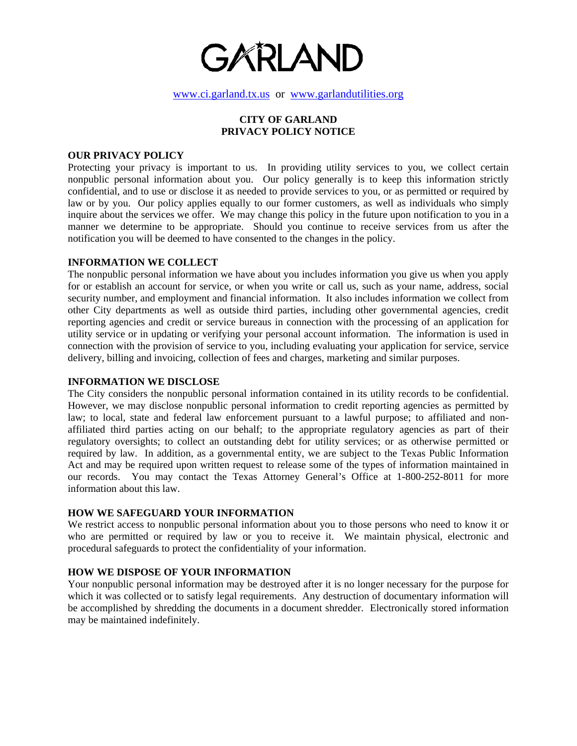# GARLAND

www.ci.garland.tx.us or www.garlandutilities.org

## CITY OF GARLAND
## PRIVACY POLICY NOTICE

### OUR PRIVACY POLICY

Protecting your privacy is important to us. In providing utility services to you, we collect certain nonpublic personal information about you. Our policy generally is to keep this information strictly confidential, and to use or disclose it as needed to provide services to you, or as permitted or required by law or by you. Our policy applies equally to our former customers, as well as individuals who simply inquire about the services we offer. We may change this policy in the future upon notification to you in a manner we determine to be appropriate. Should you continue to receive services from us after the notification you will be deemed to have consented to the changes in the policy.

### INFORMATION WE COLLECT

The nonpublic personal information we have about you includes information you give us when you apply for or establish an account for service, or when you write or call us, such as your name, address, social security number, and employment and financial information. It also includes information we collect from other City departments as well as outside third parties, including other governmental agencies, credit reporting agencies and credit or service bureaus in connection with the processing of an application for utility service or in updating or verifying your personal account information. The information is used in connection with the provision of service to you, including evaluating your application for service, service delivery, billing and invoicing, collection of fees and charges, marketing and similar purposes.

### INFORMATION WE DISCLOSE

The City considers the nonpublic personal information contained in its utility records to be confidential. However, we may disclose nonpublic personal information to credit reporting agencies as permitted by law; to local, state and federal law enforcement pursuant to a lawful purpose; to affiliated and non-affiliated third parties acting on our behalf; to the appropriate regulatory agencies as part of their regulatory oversights; to collect an outstanding debt for utility services; or as otherwise permitted or required by law. In addition, as a governmental entity, we are subject to the Texas Public Information Act and may be required upon written request to release some of the types of information maintained in our records. You may contact the Texas Attorney General's Office at 1-800-252-8011 for more information about this law.

### HOW WE SAFEGUARD YOUR INFORMATION

We restrict access to nonpublic personal information about you to those persons who need to know it or who are permitted or required by law or you to receive it. We maintain physical, electronic and procedural safeguards to protect the confidentiality of your information.

### HOW WE DISPOSE OF YOUR INFORMATION

Your nonpublic personal information may be destroyed after it is no longer necessary for the purpose for which it was collected or to satisfy legal requirements. Any destruction of documentary information will be accomplished by shredding the documents in a document shredder. Electronically stored information may be maintained indefinitely.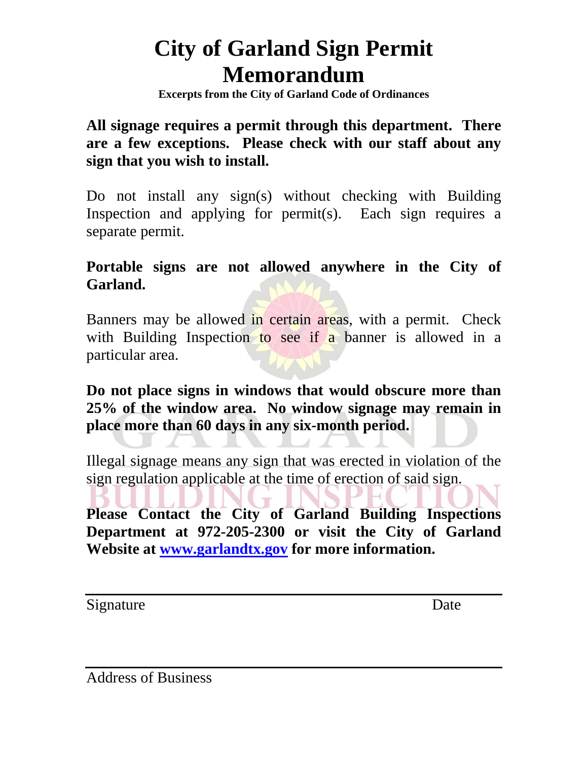# City of Garland Sign Permit Memorandum

**Excerpts from the City of Garland Code of Ordinances**

**All signage requires a permit through this department. There are a few exceptions. Please check with our staff about any sign that you wish to install.**

Do not install any sign(s) without checking with Building Inspection and applying for permit(s). Each sign requires a separate permit.

**Portable signs are not allowed anywhere in the City of Garland.**

Banners may be allowed in certain areas, with a permit. Check with Building Inspection to see if a banner is allowed in a particular area.

**Do not place signs in windows that would obscure more than 25% of the window area. No window signage may remain in place more than 60 days in any six-month period.**

Illegal signage means any sign that was erected in violation of the sign regulation applicable at the time of erection of said sign.

**Please Contact the City of Garland Building Inspections Department at 972-205-2300 or visit the City of Garland Website at [www.garlandtx.gov](http://www.garlandtx.gov) for more information.**

Signature &nbsp;&nbsp;&nbsp;&nbsp;&nbsp;&nbsp;&nbsp;&nbsp;&nbsp;&nbsp;&nbsp;&nbsp;&nbsp;&nbsp;&nbsp;&nbsp;&nbsp;&nbsp;&nbsp;&nbsp; Date

Address of Business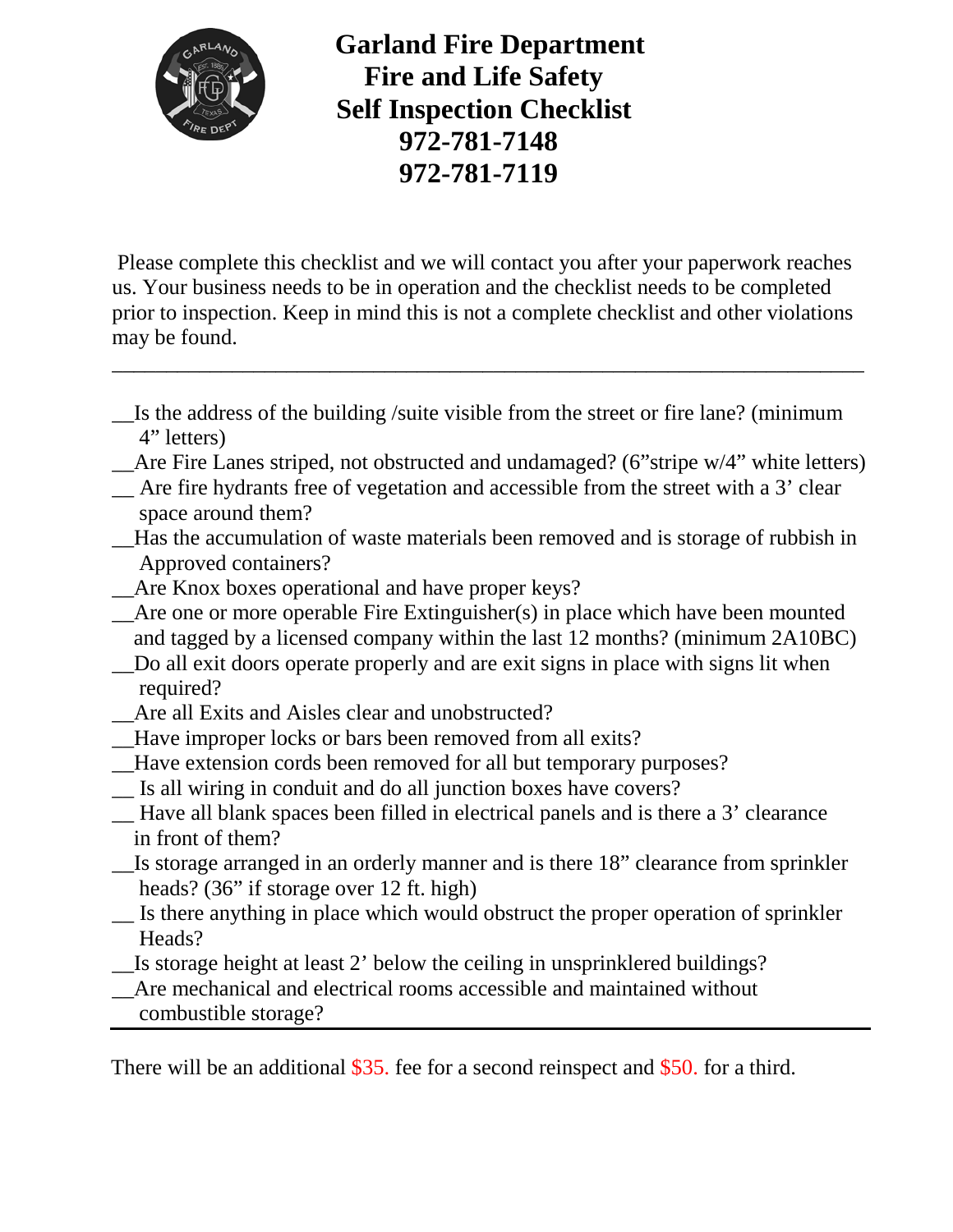# Garland Fire Department Fire and Life Safety Self Inspection Checklist

**972-781-7148**

**972-781-7119**

Please complete this checklist and we will contact you after your paperwork reaches us. Your business needs to be in operation and the checklist needs to be completed prior to inspection. Keep in mind this is not a complete checklist and other violations may be found.

---

__Is the address of the building /suite visible from the street or fire lane? (minimum 4" letters)

__Are Fire Lanes striped, not obstructed and undamaged? (6"stripe w/4" white letters)

__ Are fire hydrants free of vegetation and accessible from the street with a 3' clear space around them?

__Has the accumulation of waste materials been removed and is storage of rubbish in Approved containers?

__Are Knox boxes operational and have proper keys?

__Are one or more operable Fire Extinguisher(s) in place which have been mounted and tagged by a licensed company within the last 12 months? (minimum 2A10BC)

__Do all exit doors operate properly and are exit signs in place with signs lit when required?

__Are all Exits and Aisles clear and unobstructed?

__Have improper locks or bars been removed from all exits?

__Have extension cords been removed for all but temporary purposes?

__ Is all wiring in conduit and do all junction boxes have covers?

__ Have all blank spaces been filled in electrical panels and is there a 3' clearance in front of them?

__Is storage arranged in an orderly manner and is there 18" clearance from sprinkler heads? (36" if storage over 12 ft. high)

__ Is there anything in place which would obstruct the proper operation of sprinkler Heads?

__Is storage height at least 2' below the ceiling in unsprinklered buildings?

__Are mechanical and electrical rooms accessible and maintained without combustible storage?

---

There will be an additional $35. fee for a second reinspect and $50. for a third.